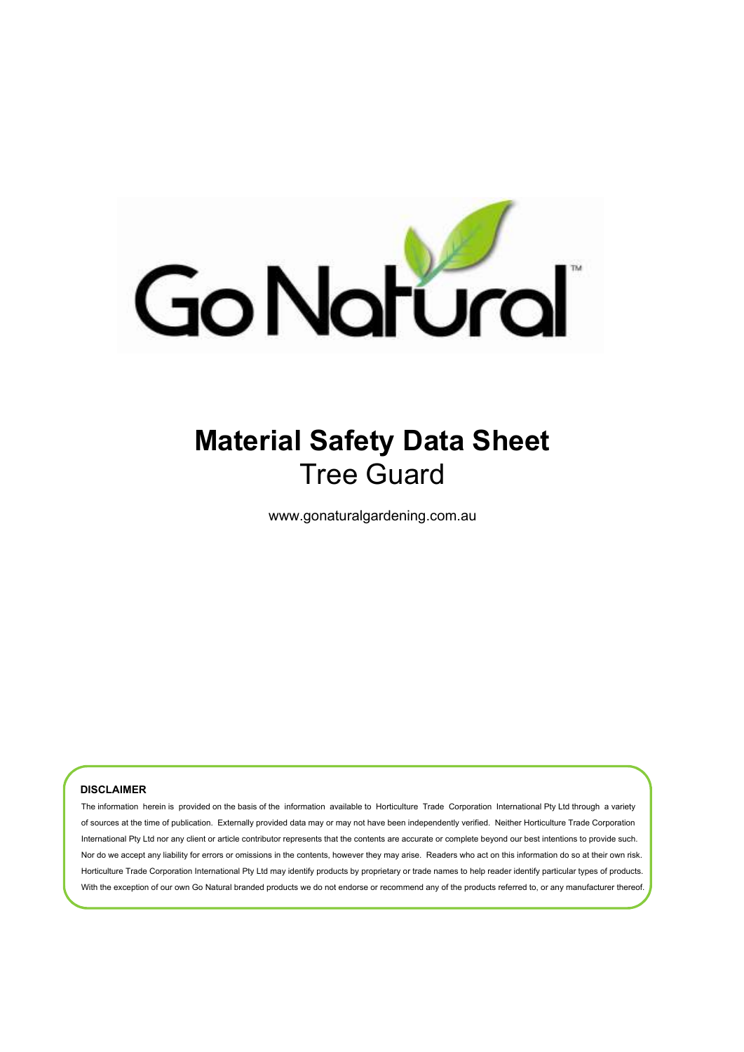Go Natural™

# Material Safety Data Sheet

## Tree Guard

www.gonaturalgardening.com.au

**DISCLAIMER**

The information herein is provided on the basis of the information available to Horticulture Trade Corporation International Pty Ltd through a variety of sources at the time of publication. Externally provided data may or may not have been independently verified. Neither Horticulture Trade Corporation International Pty Ltd nor any client or article contributor represents that the contents are accurate or complete beyond our best intentions to provide such. Nor do we accept any liability for errors or omissions in the contents, however they may arise. Readers who act on this information do so at their own risk. Horticulture Trade Corporation International Pty Ltd may identify products by proprietary or trade names to help reader identify particular types of products. With the exception of our own Go Natural branded products we do not endorse or recommend any of the products referred to, or any manufacturer thereof.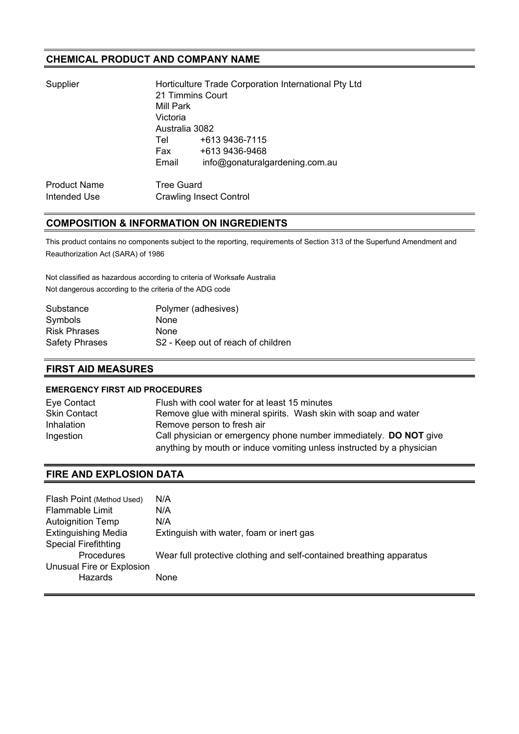## CHEMICAL PRODUCT AND COMPANY NAME

| | |
|---|---|
| Supplier | Horticulture Trade Corporation International Pty Ltd<br>21 Timmins Court<br>Mill Park<br>Victoria<br>Australia 3082<br>Tel +613 9436-7115<br>Fax +613 9436-9468<br>Email info@gonaturalgardening.com.au |
| Product Name | Tree Guard |
| Intended Use | Crawling Insect Control |

## COMPOSITION & INFORMATION ON INGREDIENTS

This product contains no components subject to the reporting, requirements of Section 313 of the Superfund Amendment and Reauthorization Act (SARA) of 1986

Not classified as hazardous according to criteria of Worksafe Australia
Not dangerous according to the criteria of the ADG code

| | |
|---|---|
| Substance | Polymer (adhesives) |
| Symbols | None |
| Risk Phrases | None |
| Safety Phrases | S2 - Keep out of reach of children |

## FIRST AID MEASURES

### EMERGENCY FIRST AID PROCEDURES

| | |
|---|---|
| Eye Contact | Flush with cool water for at least 15 minutes |
| Skin Contact | Remove glue with mineral spirits. Wash skin with soap and water |
| Inhalation | Remove person to fresh air |
| Ingestion | Call physician or emergency phone number immediately. **DO NOT** give anything by mouth or induce vomiting unless instructed by a physician |

## FIRE AND EXPLOSION DATA

| | |
|---|---|
| Flash Point (Method Used) | N/A |
| Flammable Limit | N/A |
| Autoignition Temp | N/A |
| Extinguishing Media | Extinguish with water, foam or inert gas |
| Special Firefithting Procedures | Wear full protective clothing and self-contained breathing apparatus |
| Unusual Fire or Explosion Hazards | None |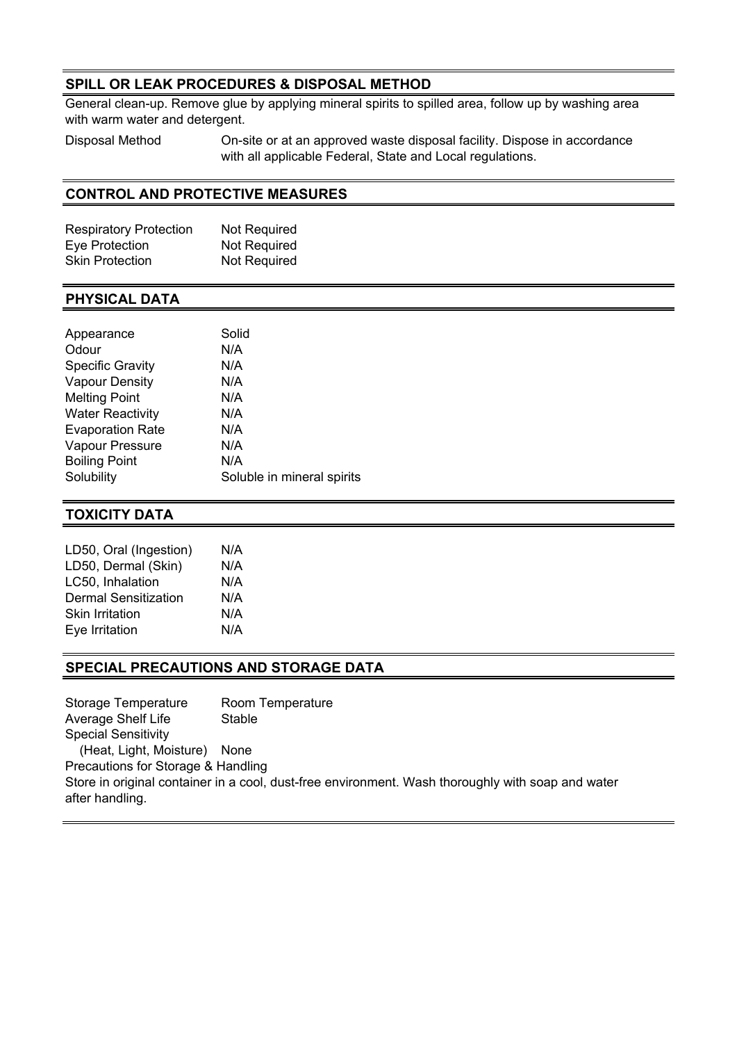## SPILL OR LEAK PROCEDURES & DISPOSAL METHOD

General clean-up. Remove glue by applying mineral spirits to spilled area, follow up by washing area with warm water and detergent.

| | |
|---|---|
| Disposal Method | On-site or at an approved waste disposal facility. Dispose in accordance with all applicable Federal, State and Local regulations. |

## CONTROL AND PROTECTIVE MEASURES

| | |
|---|---|
| Respiratory Protection | Not Required |
| Eye Protection | Not Required |
| Skin Protection | Not Required |

## PHYSICAL DATA

| | |
|---|---|
| Appearance | Solid |
| Odour | N/A |
| Specific Gravity | N/A |
| Vapour Density | N/A |
| Melting Point | N/A |
| Water Reactivity | N/A |
| Evaporation Rate | N/A |
| Vapour Pressure | N/A |
| Boiling Point | N/A |
| Solubility | Soluble in mineral spirits |

## TOXICITY DATA

| | |
|---|---|
| LD50, Oral (Ingestion) | N/A |
| LD50, Dermal (Skin) | N/A |
| LC50, Inhalation | N/A |
| Dermal Sensitization | N/A |
| Skin Irritation | N/A |
| Eye Irritation | N/A |

## SPECIAL PRECAUTIONS AND STORAGE DATA

| | |
|---|---|
| Storage Temperature | Room Temperature |
| Average Shelf Life | Stable |
| Special Sensitivity (Heat, Light, Moisture) | None |

Precautions for Storage & Handling

Store in original container in a cool, dust-free environment. Wash thoroughly with soap and water after handling.